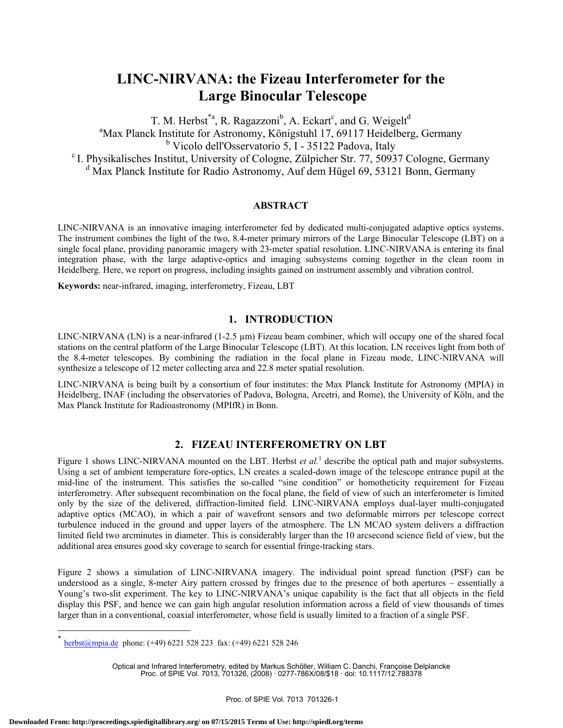# LINC-NIRVANA: the Fizeau Interferometer for the Large Binocular Telescope

T. M. Herbst[*a], R. Ragazzoni[b], A. Eckart[c], and G. Weigelt[d]

[a]Max Planck Institute for Astronomy, Königstuhl 17, 69117 Heidelberg, Germany
[b] Vicolo dell'Osservatorio 5, I - 35122 Padova, Italy
[c] I. Physikalisches Institut, University of Cologne, Zülpicher Str. 77, 50937 Cologne, Germany
[d] Max Planck Institute for Radio Astronomy, Auf dem Hügel 69, 53121 Bonn, Germany

## ABSTRACT

LINC-NIRVANA is an innovative imaging interferometer fed by dedicated multi-conjugated adaptive optics systems. The instrument combines the light of the two, 8.4-meter primary mirrors of the Large Binocular Telescope (LBT) on a single focal plane, providing panoramic imagery with 23-meter spatial resolution. LINC-NIRVANA is entering its final integration phase, with the large adaptive-optics and imaging subsystems coming together in the clean room in Heidelberg. Here, we report on progress, including insights gained on instrument assembly and vibration control.

**Keywords:** near-infrared, imaging, interferometry, Fizeau, LBT

## 1. INTRODUCTION

LINC-NIRVANA (LN) is a near-infrared (1-2.5 µm) Fizeau beam combiner, which will occupy one of the shared focal stations on the central platform of the Large Binocular Telescope (LBT). At this location, LN receives light from both of the 8.4-meter telescopes. By combining the radiation in the focal plane in Fizeau mode, LINC-NIRVANA will synthesize a telescope of 12 meter collecting area and 22.8 meter spatial resolution.

LINC-NIRVANA is being built by a consortium of four institutes: the Max Planck Institute for Astronomy (MPIA) in Heidelberg, INAF (including the observatories of Padova, Bologna, Arcetri, and Rome), the University of Köln, and the Max Planck Institute for Radioastronomy (MPIfR) in Bonn.

## 2. FIZEAU INTERFEROMETRY ON LBT

Figure 1 shows LINC-NIRVANA mounted on the LBT. Herbst *et al.*[1] describe the optical path and major subsystems. Using a set of ambient temperature fore-optics, LN creates a scaled-down image of the telescope entrance pupil at the mid-line of the instrument. This satisfies the so-called "sine condition" or homotheticity requirement for Fizeau interferometry. After subsequent recombination on the focal plane, the field of view of such an interferometer is limited only by the size of the delivered, diffraction-limited field. LINC-NIRVANA employs dual-layer multi-conjugated adaptive optics (MCAO), in which a pair of wavefront sensors and two deformable mirrors per telescope correct turbulence induced in the ground and upper layers of the atmosphere. The LN MCAO system delivers a diffraction limited field two arcminutes in diameter. This is considerably larger than the 10 arcsecond science field of view, but the additional area ensures good sky coverage to search for essential fringe-tracking stars.

Figure 2 shows a simulation of LINC-NIRVANA imagery. The individual point spread function (PSF) can be understood as a single, 8-meter Airy pattern crossed by fringes due to the presence of both apertures – essentially a Young's two-slit experiment. The key to LINC-NIRVANA's unique capability is the fact that all objects in the field display this PSF, and hence we can gain high angular resolution information across a field of view thousands of times larger than in a conventional, coaxial interferometer, whose field is usually limited to a fraction of a single PSF.

[*] herbst@mpia.de phone: (+49) 6221 528 223 fax: (+49) 6221 528 246

Optical and Infrared Interferometry, edited by Markus Schöller, William C. Danchi, Françoise Delplancke
Proc. of SPIE Vol. 7013, 701326, (2008) · 0277-786X/08/$18 · doi: 10.1117/12.788378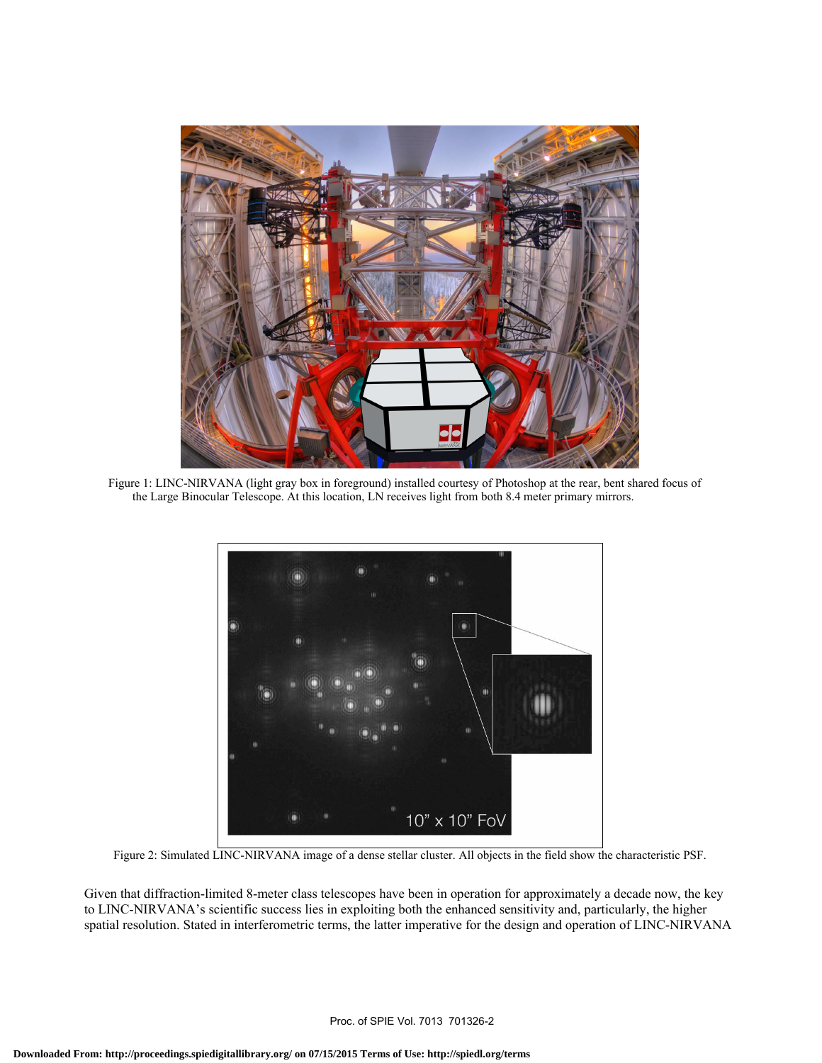Figure 1: LINC-NIRVANA (light gray box in foreground) installed courtesy of Photoshop at the rear, bent shared focus of the Large Binocular Telescope. At this location, LN receives light from both 8.4 meter primary mirrors.

Figure 2: Simulated LINC-NIRVANA image of a dense stellar cluster. All objects in the field show the characteristic PSF.

Given that diffraction-limited 8-meter class telescopes have been in operation for approximately a decade now, the key to LINC-NIRVANA's scientific success lies in exploiting both the enhanced sensitivity and, particularly, the higher spatial resolution. Stated in interferometric terms, the latter imperative for the design and operation of LINC-NIRVANA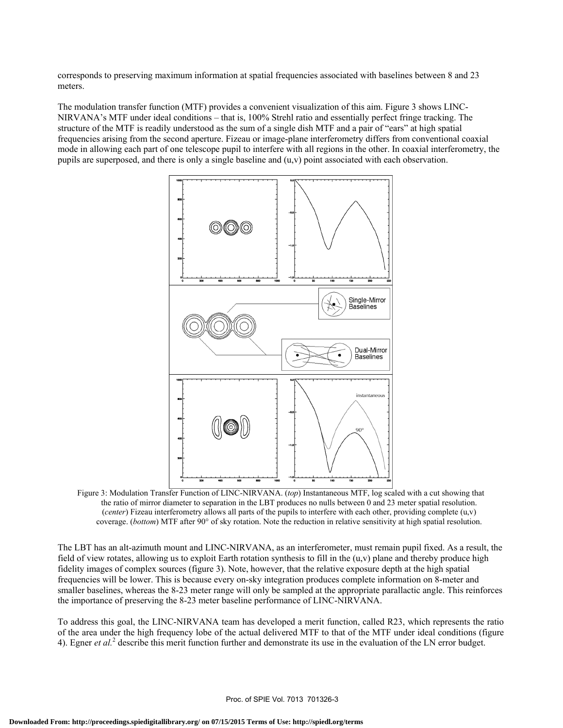corresponds to preserving maximum information at spatial frequencies associated with baselines between 8 and 23 meters.

The modulation transfer function (MTF) provides a convenient visualization of this aim. Figure 3 shows LINC-NIRVANA's MTF under ideal conditions – that is, 100% Strehl ratio and essentially perfect fringe tracking. The structure of the MTF is readily understood as the sum of a single dish MTF and a pair of "ears" at high spatial frequencies arising from the second aperture. Fizeau or image-plane interferometry differs from conventional coaxial mode in allowing each part of one telescope pupil to interfere with all regions in the other. In coaxial interferometry, the pupils are superposed, and there is only a single baseline and (u,v) point associated with each observation.

Figure 3: Modulation Transfer Function of LINC-NIRVANA. (*top*) Instantaneous MTF, log scaled with a cut showing that the ratio of mirror diameter to separation in the LBT produces no nulls between 0 and 23 meter spatial resolution. (*center*) Fizeau interferometry allows all parts of the pupils to interfere with each other, providing complete (u,v) coverage. (*bottom*) MTF after 90° of sky rotation. Note the reduction in relative sensitivity at high spatial resolution.

The LBT has an alt-azimuth mount and LINC-NIRVANA, as an interferometer, must remain pupil fixed. As a result, the field of view rotates, allowing us to exploit Earth rotation synthesis to fill in the (u,v) plane and thereby produce high fidelity images of complex sources (figure 3). Note, however, that the relative exposure depth at the high spatial frequencies will be lower. This is because every on-sky integration produces complete information on 8-meter and smaller baselines, whereas the 8-23 meter range will only be sampled at the appropriate parallactic angle. This reinforces the importance of preserving the 8-23 meter baseline performance of LINC-NIRVANA.

To address this goal, the LINC-NIRVANA team has developed a merit function, called R23, which represents the ratio of the area under the high frequency lobe of the actual delivered MTF to that of the MTF under ideal conditions (figure 4). Egner *et al.*[2] describe this merit function further and demonstrate its use in the evaluation of the LN error budget.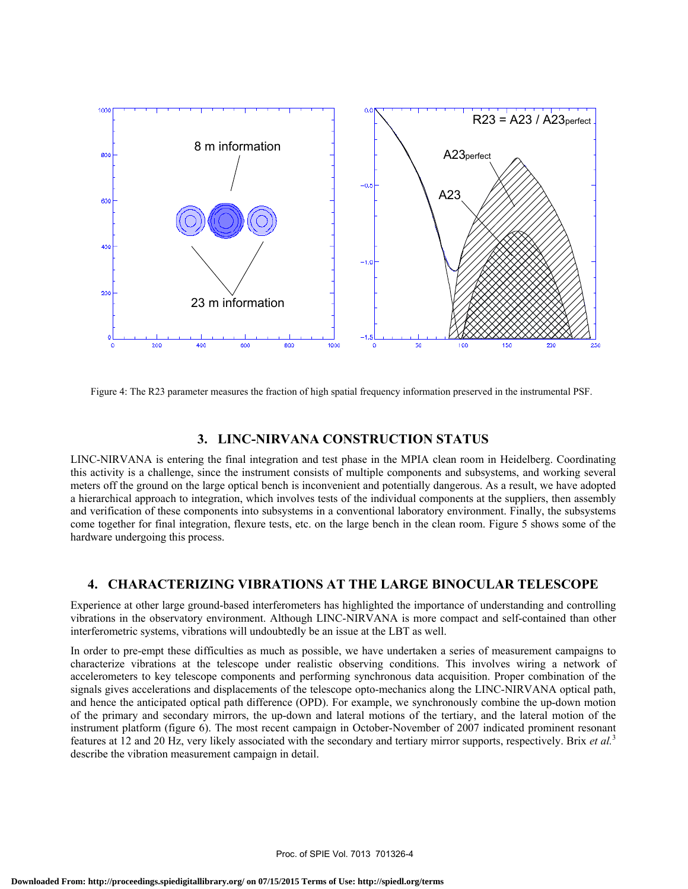Figure 4: The R23 parameter measures the fraction of high spatial frequency information preserved in the instrumental PSF.

## 3. LINC-NIRVANA CONSTRUCTION STATUS

LINC-NIRVANA is entering the final integration and test phase in the MPIA clean room in Heidelberg. Coordinating this activity is a challenge, since the instrument consists of multiple components and subsystems, and working several meters off the ground on the large optical bench is inconvenient and potentially dangerous. As a result, we have adopted a hierarchical approach to integration, which involves tests of the individual components at the suppliers, then assembly and verification of these components into subsystems in a conventional laboratory environment. Finally, the subsystems come together for final integration, flexure tests, etc. on the large bench in the clean room. Figure 5 shows some of the hardware undergoing this process.

## 4. CHARACTERIZING VIBRATIONS AT THE LARGE BINOCULAR TELESCOPE

Experience at other large ground-based interferometers has highlighted the importance of understanding and controlling vibrations in the observatory environment. Although LINC-NIRVANA is more compact and self-contained than other interferometric systems, vibrations will undoubtedly be an issue at the LBT as well.

In order to pre-empt these difficulties as much as possible, we have undertaken a series of measurement campaigns to characterize vibrations at the telescope under realistic observing conditions. This involves wiring a network of accelerometers to key telescope components and performing synchronous data acquisition. Proper combination of the signals gives accelerations and displacements of the telescope opto-mechanics along the LINC-NIRVANA optical path, and hence the anticipated optical path difference (OPD). For example, we synchronously combine the up-down motion of the primary and secondary mirrors, the up-down and lateral motions of the tertiary, and the lateral motion of the instrument platform (figure 6). The most recent campaign in October-November of 2007 indicated prominent resonant features at 12 and 20 Hz, very likely associated with the secondary and tertiary mirror supports, respectively. Brix *et al.*[3] describe the vibration measurement campaign in detail.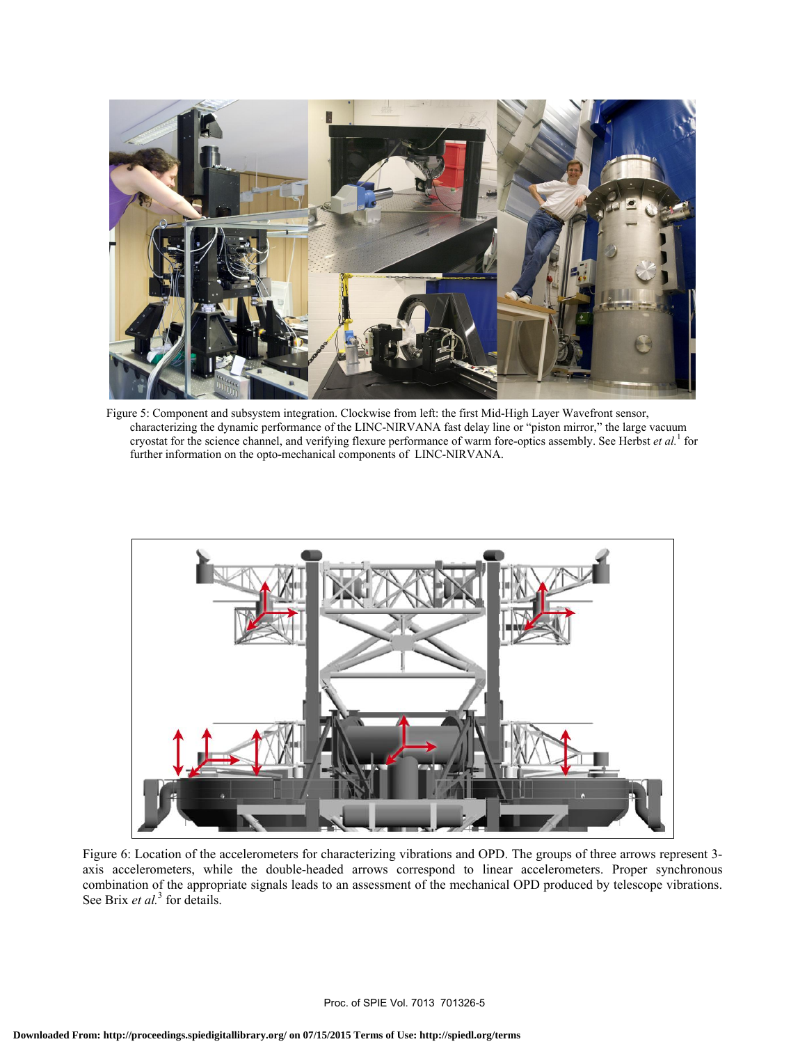Figure 5: Component and subsystem integration. Clockwise from left: the first Mid-High Layer Wavefront sensor, characterizing the dynamic performance of the LINC-NIRVANA fast delay line or "piston mirror," the large vacuum cryostat for the science channel, and verifying flexure performance of warm fore-optics assembly. See Herbst *et al.*[1] for further information on the opto-mechanical components of LINC-NIRVANA.

Figure 6: Location of the accelerometers for characterizing vibrations and OPD. The groups of three arrows represent 3-axis accelerometers, while the double-headed arrows correspond to linear accelerometers. Proper synchronous combination of the appropriate signals leads to an assessment of the mechanical OPD produced by telescope vibrations. See Brix *et al.*[3] for details.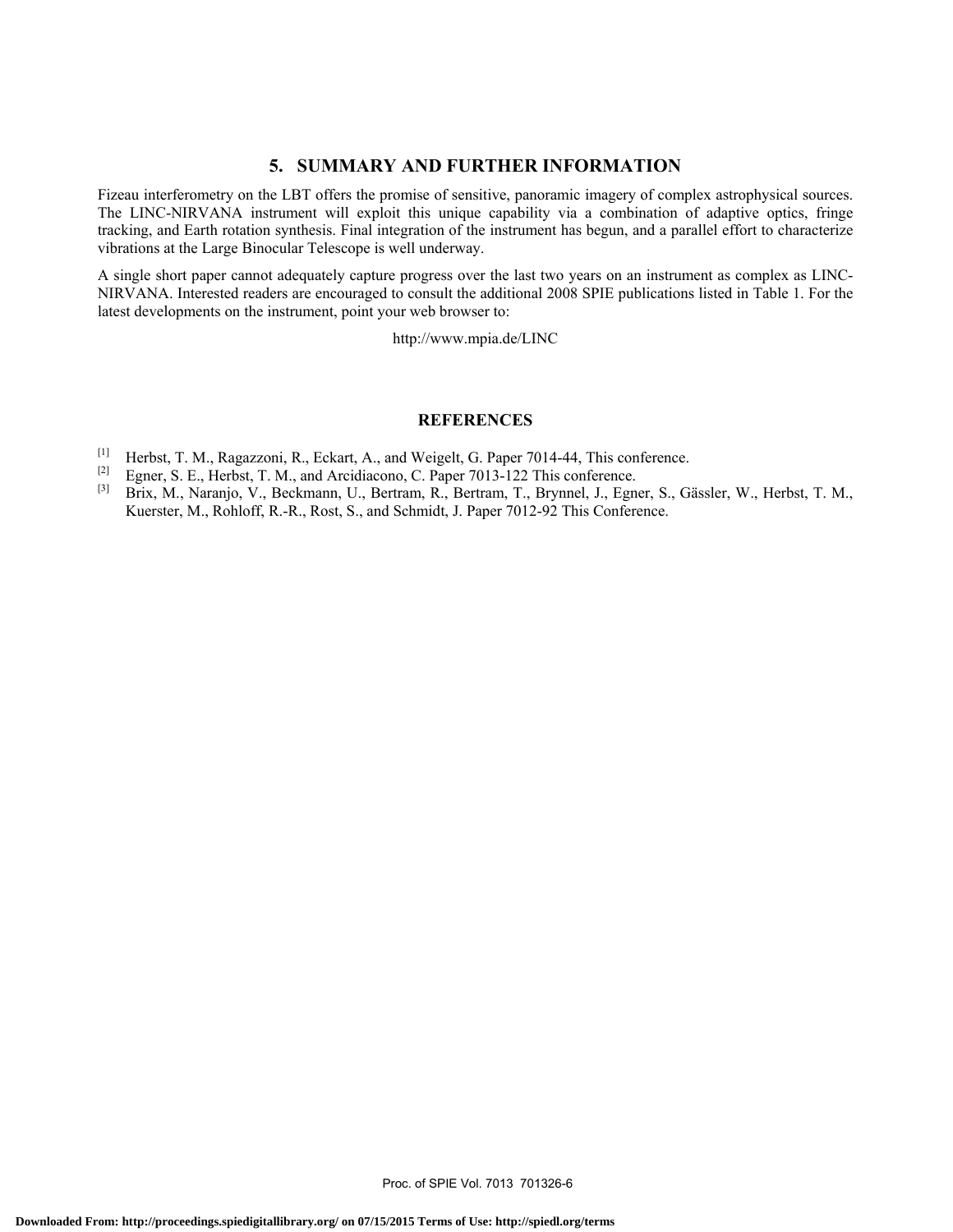## 5. SUMMARY AND FURTHER INFORMATION

Fizeau interferometry on the LBT offers the promise of sensitive, panoramic imagery of complex astrophysical sources. The LINC-NIRVANA instrument will exploit this unique capability via a combination of adaptive optics, fringe tracking, and Earth rotation synthesis. Final integration of the instrument has begun, and a parallel effort to characterize vibrations at the Large Binocular Telescope is well underway.

A single short paper cannot adequately capture progress over the last two years on an instrument as complex as LINC-NIRVANA. Interested readers are encouraged to consult the additional 2008 SPIE publications listed in Table 1. For the latest developments on the instrument, point your web browser to:

http://www.mpia.de/LINC

## REFERENCES

[1] Herbst, T. M., Ragazzoni, R., Eckart, A., and Weigelt, G. Paper 7014-44, This conference.

[2] Egner, S. E., Herbst, T. M., and Arcidiacono, C. Paper 7013-122 This conference.

[3] Brix, M., Naranjo, V., Beckmann, U., Bertram, R., Bertram, T., Brynnel, J., Egner, S., Gässler, W., Herbst, T. M., Kuerster, M., Rohloff, R.-R., Rost, S., and Schmidt, J. Paper 7012-92 This Conference.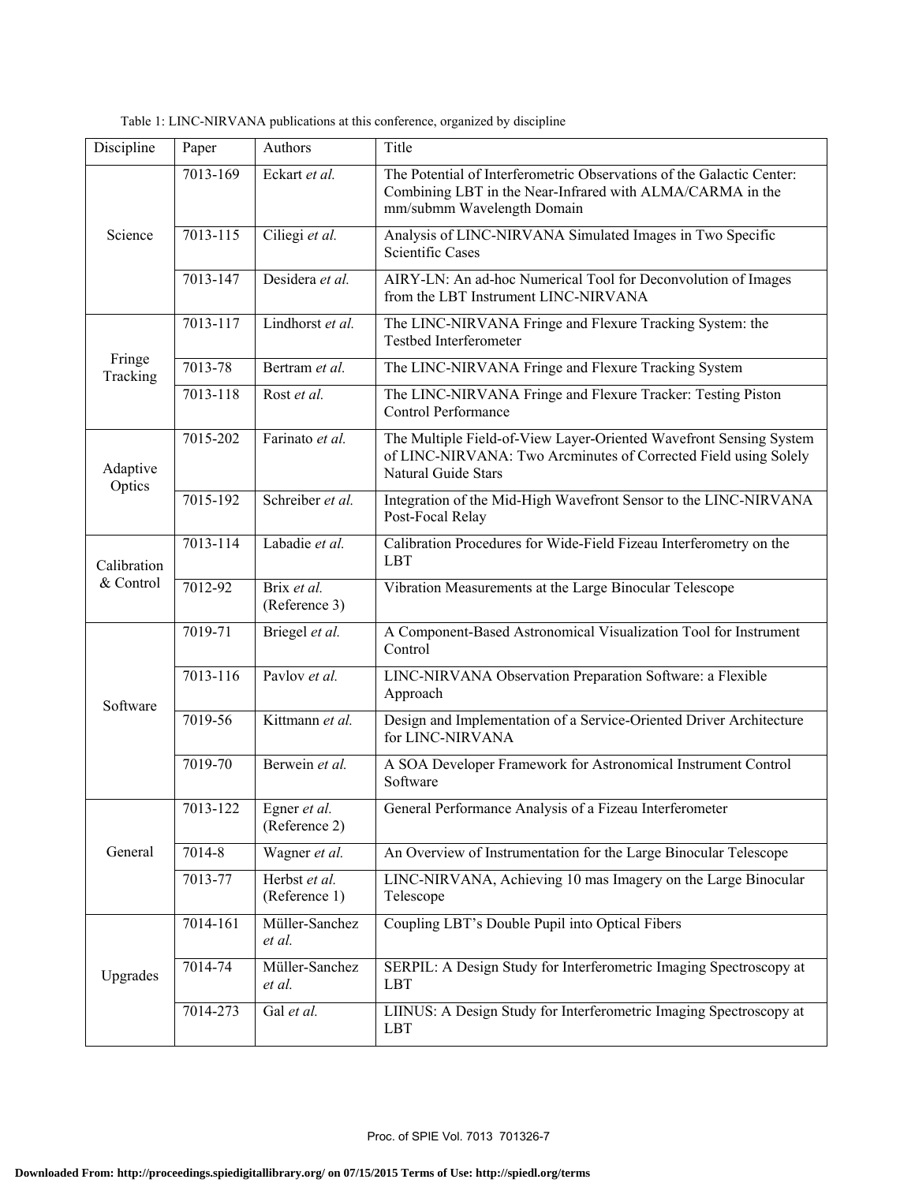Table 1: LINC-NIRVANA publications at this conference, organized by discipline

| Discipline | Paper | Authors | Title |
|---|---|---|---|
| Science | 7013-169 | Eckart *et al.* | The Potential of Interferometric Observations of the Galactic Center: Combining LBT in the Near-Infrared with ALMA/CARMA in the mm/submm Wavelength Domain |
| | 7013-115 | Ciliegi *et al.* | Analysis of LINC-NIRVANA Simulated Images in Two Specific Scientific Cases |
| | 7013-147 | Desidera *et al.* | AIRY-LN: An ad-hoc Numerical Tool for Deconvolution of Images from the LBT Instrument LINC-NIRVANA |
| Fringe Tracking | 7013-117 | Lindhorst *et al.* | The LINC-NIRVANA Fringe and Flexure Tracking System: the Testbed Interferometer |
| | 7013-78 | Bertram *et al.* | The LINC-NIRVANA Fringe and Flexure Tracking System |
| | 7013-118 | Rost *et al.* | The LINC-NIRVANA Fringe and Flexure Tracker: Testing Piston Control Performance |
| Adaptive Optics | 7015-202 | Farinato *et al.* | The Multiple Field-of-View Layer-Oriented Wavefront Sensing System of LINC-NIRVANA: Two Arcminutes of Corrected Field using Solely Natural Guide Stars |
| | 7015-192 | Schreiber *et al.* | Integration of the Mid-High Wavefront Sensor to the LINC-NIRVANA Post-Focal Relay |
| Calibration & Control | 7013-114 | Labadie *et al.* | Calibration Procedures for Wide-Field Fizeau Interferometry on the LBT |
| | 7012-92 | Brix *et al.* (Reference 3) | Vibration Measurements at the Large Binocular Telescope |
| Software | 7019-71 | Briegel *et al.* | A Component-Based Astronomical Visualization Tool for Instrument Control |
| | 7013-116 | Pavlov *et al.* | LINC-NIRVANA Observation Preparation Software: a Flexible Approach |
| | 7019-56 | Kittmann *et al.* | Design and Implementation of a Service-Oriented Driver Architecture for LINC-NIRVANA |
| | 7019-70 | Berwein *et al.* | A SOA Developer Framework for Astronomical Instrument Control Software |
| General | 7013-122 | Egner *et al.* (Reference 2) | General Performance Analysis of a Fizeau Interferometer |
| | 7014-8 | Wagner *et al.* | An Overview of Instrumentation for the Large Binocular Telescope |
| | 7013-77 | Herbst *et al.* (Reference 1) | LINC-NIRVANA, Achieving 10 mas Imagery on the Large Binocular Telescope |
| Upgrades | 7014-161 | Müller-Sanchez *et al.* | Coupling LBT's Double Pupil into Optical Fibers |
| | 7014-74 | Müller-Sanchez *et al.* | SERPIL: A Design Study for Interferometric Imaging Spectroscopy at LBT |
| | 7014-273 | Gal *et al.* | LIINUS: A Design Study for Interferometric Imaging Spectroscopy at LBT |